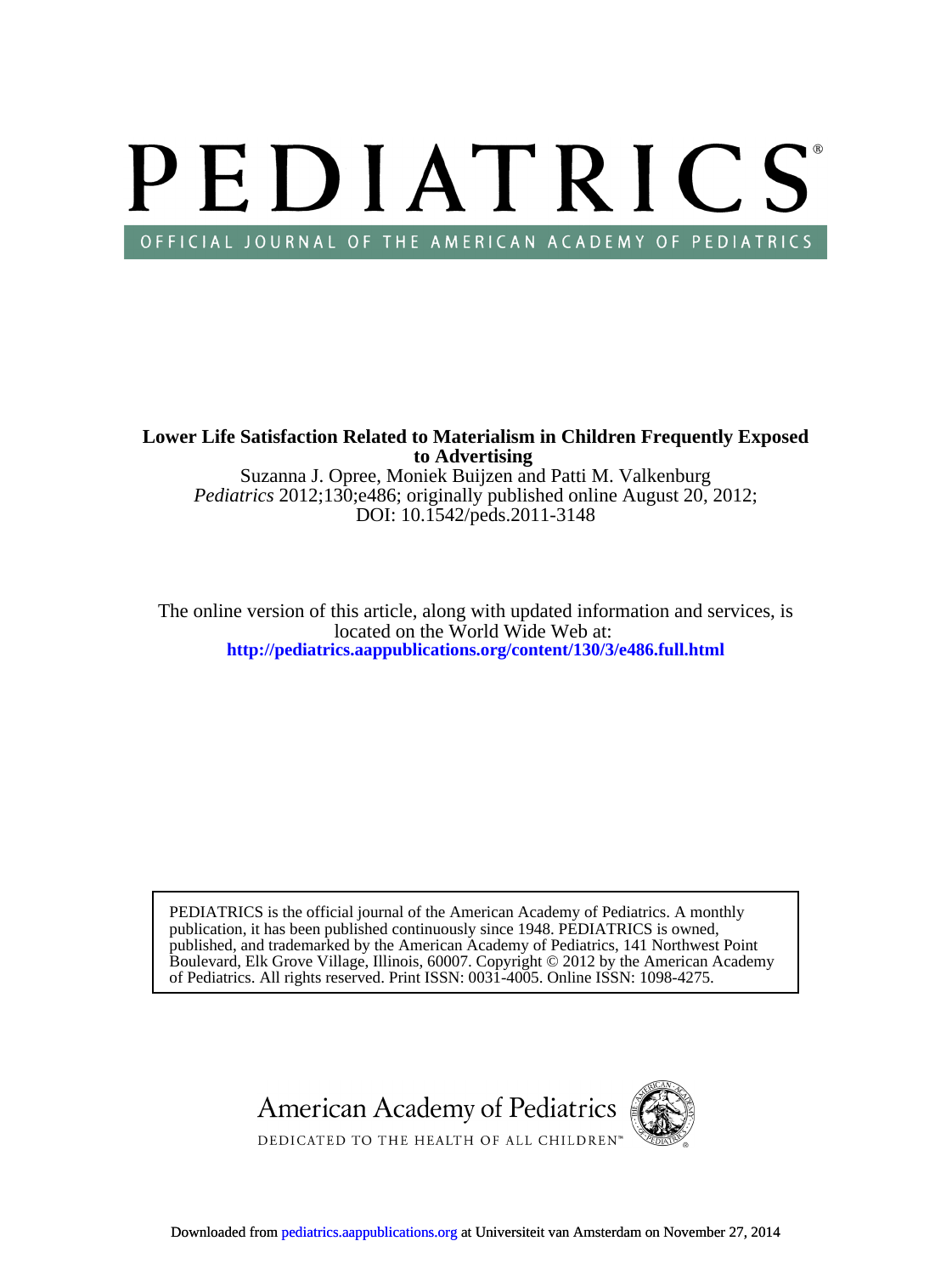# PEDIATRICS®

OFFICIAL JOURNAL OF THE AMERICAN ACADEMY OF PEDIATRICS

**Lower Life Satisfaction Related to Materialism in Children Frequently Exposed to Advertising**

Suzanna J. Opree, Moniek Buijzen and Patti M. Valkenburg

*Pediatrics* 2012;130;e486; originally published online August 20, 2012;

DOI: 10.1542/peds.2011-3148

The online version of this article, along with updated information and services, is located on the World Wide Web at:

**http://pediatrics.aappublications.org/content/130/3/e486.full.html**

PEDIATRICS is the official journal of the American Academy of Pediatrics. A monthly publication, it has been published continuously since 1948. PEDIATRICS is owned, published, and trademarked by the American Academy of Pediatrics, 141 Northwest Point Boulevard, Elk Grove Village, Illinois, 60007. Copyright © 2012 by the American Academy of Pediatrics. All rights reserved. Print ISSN: 0031-4005. Online ISSN: 1098-4275.

American Academy of Pediatrics

DEDICATED TO THE HEALTH OF ALL CHILDREN™

Downloaded from pediatrics.aappublications.org at Universiteit van Amsterdam on November 27, 2014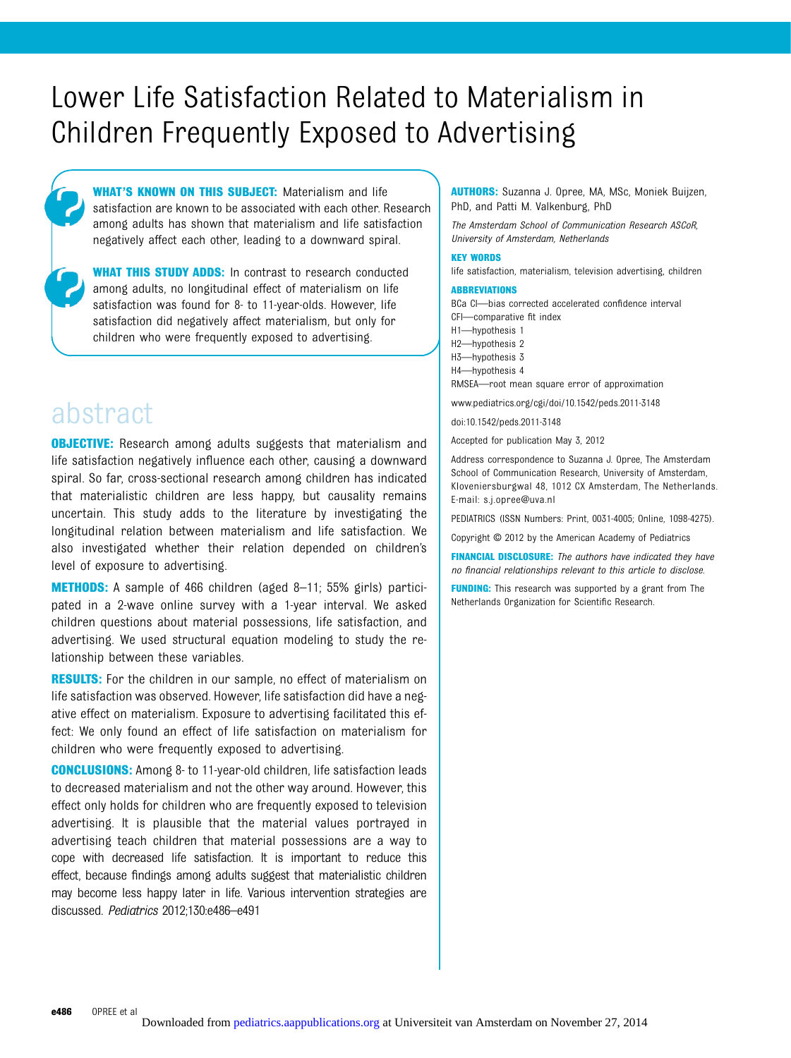# Lower Life Satisfaction Related to Materialism in Children Frequently Exposed to Advertising

**WHAT'S KNOWN ON THIS SUBJECT:** Materialism and life satisfaction are known to be associated with each other. Research among adults has shown that materialism and life satisfaction negatively affect each other, leading to a downward spiral.

**WHAT THIS STUDY ADDS:** In contrast to research conducted among adults, no longitudinal effect of materialism on life satisfaction was found for 8- to 11-year-olds. However, life satisfaction did negatively affect materialism, but only for children who were frequently exposed to advertising.

## abstract

**OBJECTIVE:** Research among adults suggests that materialism and life satisfaction negatively influence each other, causing a downward spiral. So far, cross-sectional research among children has indicated that materialistic children are less happy, but causality remains uncertain. This study adds to the literature by investigating the longitudinal relation between materialism and life satisfaction. We also investigated whether their relation depended on children's level of exposure to advertising.

**METHODS:** A sample of 466 children (aged 8–11; 55% girls) participated in a 2-wave online survey with a 1-year interval. We asked children questions about material possessions, life satisfaction, and advertising. We used structural equation modeling to study the relationship between these variables.

**RESULTS:** For the children in our sample, no effect of materialism on life satisfaction was observed. However, life satisfaction did have a negative effect on materialism. Exposure to advertising facilitated this effect: We only found an effect of life satisfaction on materialism for children who were frequently exposed to advertising.

**CONCLUSIONS:** Among 8- to 11-year-old children, life satisfaction leads to decreased materialism and not the other way around. However, this effect only holds for children who are frequently exposed to television advertising. It is plausible that the material values portrayed in advertising teach children that material possessions are a way to cope with decreased life satisfaction. It is important to reduce this effect, because findings among adults suggest that materialistic children may become less happy later in life. Various intervention strategies are discussed. *Pediatrics* 2012;130:e486–e491

**AUTHORS:** Suzanna J. Opree, MA, MSc, Moniek Buijzen, PhD, and Patti M. Valkenburg, PhD

*The Amsterdam School of Communication Research ASCoR, University of Amsterdam, Netherlands*

**KEY WORDS**

life satisfaction, materialism, television advertising, children

**ABBREVIATIONS**

BCa CI—bias corrected accelerated confidence interval
CFI—comparative fit index
H1—hypothesis 1
H2—hypothesis 2
H3—hypothesis 3
H4—hypothesis 4
RMSEA—root mean square error of approximation

www.pediatrics.org/cgi/doi/10.1542/peds.2011-3148

doi:10.1542/peds.2011-3148

Accepted for publication May 3, 2012

Address correspondence to Suzanna J. Opree, The Amsterdam School of Communication Research, University of Amsterdam, Kloveniersburgwal 48, 1012 CX Amsterdam, The Netherlands. E-mail: s.j.opree@uva.nl

PEDIATRICS (ISSN Numbers: Print, 0031-4005; Online, 1098-4275).

Copyright © 2012 by the American Academy of Pediatrics

**FINANCIAL DISCLOSURE:** *The authors have indicated they have no financial relationships relevant to this article to disclose.*

**FUNDING:** This research was supported by a grant from The Netherlands Organization for Scientific Research.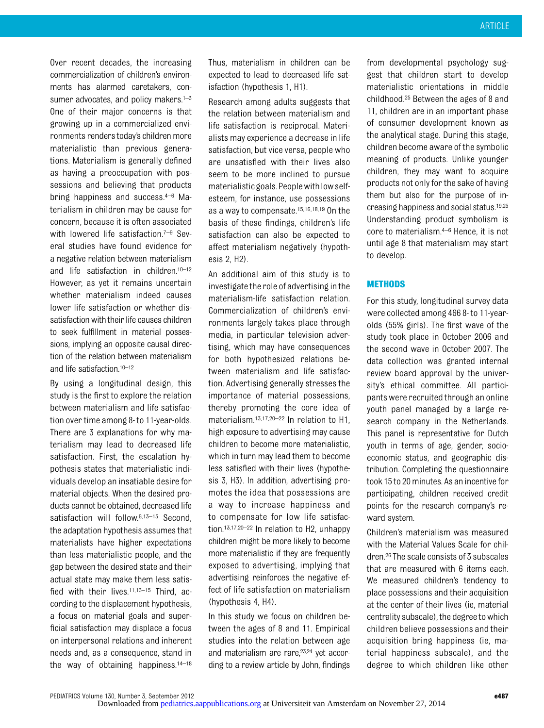Over recent decades, the increasing commercialization of children's environments has alarmed caretakers, consumer advocates, and policy makers.[1–3] One of their major concerns is that growing up in a commercialized environments renders today's children more materialistic than previous generations. Materialism is generally defined as having a preoccupation with possessions and believing that products bring happiness and success.[4–6] Materialism in children may be cause for concern, because it is often associated with lowered life satisfaction.[7–9] Several studies have found evidence for a negative relation between materialism and life satisfaction in children.[10–12] However, as yet it remains uncertain whether materialism indeed causes lower life satisfaction or whether dissatisfaction with their life causes children to seek fulfillment in material possessions, implying an opposite causal direction of the relation between materialism and life satisfaction.[10–12]

By using a longitudinal design, this study is the first to explore the relation between materialism and life satisfaction over time among 8- to 11-year-olds. There are 3 explanations for why materialism may lead to decreased life satisfaction. First, the escalation hypothesis states that materialistic individuals develop an insatiable desire for material objects. When the desired products cannot be obtained, decreased life satisfaction will follow.[6,13–15] Second, the adaptation hypothesis assumes that materialists have higher expectations than less materialistic people, and the gap between the desired state and their actual state may make them less satisfied with their lives.[11,13–15] Third, according to the displacement hypothesis, a focus on material goals and superficial satisfaction may displace a focus on interpersonal relations and inherent needs and, as a consequence, stand in the way of obtaining happiness.[14–18] Thus, materialism in children can be expected to lead to decreased life satisfaction (hypothesis 1, H1).

Research among adults suggests that the relation between materialism and life satisfaction is reciprocal. Materialists may experience a decrease in life satisfaction, but vice versa, people who are unsatisfied with their lives also seem to be more inclined to pursue materialistic goals. People with low self-esteem, for instance, use possessions as a way to compensate.[15,16,18,19] On the basis of these findings, children's life satisfaction can also be expected to affect materialism negatively (hypothesis 2, H2).

An additional aim of this study is to investigate the role of advertising in the materialism-life satisfaction relation. Commercialization of children's environments largely takes place through media, in particular television advertising, which may have consequences for both hypothesized relations between materialism and life satisfaction. Advertising generally stresses the importance of material possessions, thereby promoting the core idea of materialism.[13,17,20–22] In relation to H1, high exposure to advertising may cause children to become more materialistic, which in turn may lead them to become less satisfied with their lives (hypothesis 3, H3). In addition, advertising promotes the idea that possessions are a way to increase happiness and to compensate for low life satisfaction.[13,17,20–22] In relation to H2, unhappy children might be more likely to become more materialistic if they are frequently exposed to advertising, implying that advertising reinforces the negative effect of life satisfaction on materialism (hypothesis 4, H4).

In this study we focus on children between the ages of 8 and 11. Empirical studies into the relation between age and materialism are rare,[23,24] yet according to a review article by John, findings from developmental psychology suggest that children start to develop materialistic orientations in middle childhood.[25] Between the ages of 8 and 11, children are in an important phase of consumer development known as the analytical stage. During this stage, children become aware of the symbolic meaning of products. Unlike younger children, they may want to acquire products not only for the sake of having them but also for the purpose of increasing happiness and social status.[19,25] Understanding product symbolism is core to materialism.[4–6] Hence, it is not until age 8 that materialism may start to develop.

## METHODS

For this study, longitudinal survey data were collected among 466 8- to 11-year-olds (55% girls). The first wave of the study took place in October 2006 and the second wave in October 2007. The data collection was granted internal review board approval by the university's ethical committee. All participants were recruited through an online youth panel managed by a large research company in the Netherlands. This panel is representative for Dutch youth in terms of age, gender, socioeconomic status, and geographic distribution. Completing the questionnaire took 15 to 20 minutes. As an incentive for participating, children received credit points for the research company's reward system.

Children's materialism was measured with the Material Values Scale for children.[26] The scale consists of 3 subscales that are measured with 6 items each. We measured children's tendency to place possessions and their acquisition at the center of their lives (ie, material centrality subscale), the degree to which children believe possessions and their acquisition bring happiness (ie, material happiness subscale), and the degree to which children like other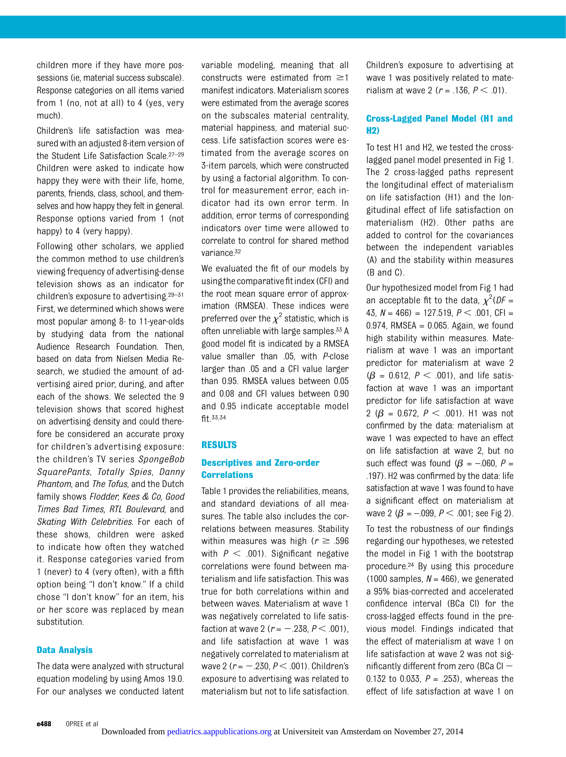children more if they have more possessions (ie, material success subscale). Response categories on all items varied from 1 (no, not at all) to 4 (yes, very much).

Children's life satisfaction was measured with an adjusted 8-item version of the Student Life Satisfaction Scale.[27–29] Children were asked to indicate how happy they were with their life, home, parents, friends, class, school, and themselves and how happy they felt in general. Response options varied from 1 (not happy) to 4 (very happy).

Following other scholars, we applied the common method to use children's viewing frequency of advertising-dense television shows as an indicator for children's exposure to advertising.[29–31] First, we determined which shows were most popular among 8- to 11-year-olds by studying data from the national Audience Research Foundation. Then, based on data from Nielsen Media Research, we studied the amount of advertising aired prior, during, and after each of the shows. We selected the 9 television shows that scored highest on advertising density and could therefore be considered an accurate proxy for children's advertising exposure: the children's TV series *SpongeBob SquarePants*, *Totally Spies*, *Danny Phantom*, and *The Tofus*, and the Dutch family shows *Flodder*, *Kees & Co*, *Good Times Bad Times*, *RTL Boulevard*, and *Skating With Celebrities*. For each of these shows, children were asked to indicate how often they watched it. Response categories varied from 1 (never) to 4 (very often), with a fifth option being "I don't know." If a child chose "I don't know" for an item, his or her score was replaced by mean substitution.

### Data Analysis

The data were analyzed with structural equation modeling by using Amos 19.0. For our analyses we conducted latent variable modeling, meaning that all constructs were estimated from ≥1 manifest indicators. Materialism scores were estimated from the average scores on the subscales material centrality, material happiness, and material success. Life satisfaction scores were estimated from the average scores on 3-item parcels, which were constructed by using a factorial algorithm. To control for measurement error, each indicator had its own error term. In addition, error terms of corresponding indicators over time were allowed to correlate to control for shared method variance.[32]

We evaluated the fit of our models by using the comparative fit index (CFI) and the root mean square error of approximation (RMSEA). These indices were preferred over the $\chi^2$ statistic, which is often unreliable with large samples.[33] A good model fit is indicated by a RMSEA value smaller than .05, with *P*-close larger than .05 and a CFI value larger than 0.95. RMSEA values between 0.05 and 0.08 and CFI values between 0.90 and 0.95 indicate acceptable model fit.[33,34]

## RESULTS

### Descriptives and Zero-order Correlations

Table 1 provides the reliabilities, means, and standard deviations of all measures. The table also includes the correlations between measures. Stability within measures was high ($r \geq .596$ with $P < .001$). Significant negative correlations were found between materialism and life satisfaction. This was true for both correlations within and between waves. Materialism at wave 1 was negatively correlated to life satisfaction at wave 2 ($r = -.238$, $P < .001$), and life satisfaction at wave 1 was negatively correlated to materialism at wave 2 ($r = -.230$, $P < .001$). Children's exposure to advertising was related to materialism but not to life satisfaction. Children's exposure to advertising at wave 1 was positively related to materialism at wave 2 ($r = .136$, $P < .01$).

### Cross-Lagged Panel Model (H1 and H2)

To test H1 and H2, we tested the cross-lagged panel model presented in Fig 1. The 2 cross-lagged paths represent the longitudinal effect of materialism on life satisfaction (H1) and the longitudinal effect of life satisfaction on materialism (H2). Other paths are added to control for the covariances between the independent variables (A) and the stability within measures (B and C).

Our hypothesized model from Fig 1 had an acceptable fit to the data, $\chi^2(DF = 43, N = 466) = 127.519$, $P < .001$, CFI = 0.974, RMSEA = 0.065. Again, we found high stability within measures. Materialism at wave 1 was an important predictor for materialism at wave 2 ($\beta = 0.612$, $P < .001$), and life satisfaction at wave 1 was an important predictor for life satisfaction at wave 2 ($\beta = 0.672$, $P < .001$). H1 was not confirmed by the data: materialism at wave 1 was expected to have an effect on life satisfaction at wave 2, but no such effect was found ($\beta = -.060$, $P = .197$). H2 was confirmed by the data: life satisfaction at wave 1 was found to have a significant effect on materialism at wave 2 ($\beta = -.099$, $P < .001$; see Fig 2).

To test the robustness of our findings regarding our hypotheses, we retested the model in Fig 1 with the bootstrap procedure.[24] By using this procedure (1000 samples, $N = 466$), we generated a 95% bias-corrected and accelerated confidence interval (BCa CI) for the cross-lagged effects found in the previous model. Findings indicated that the effect of materialism at wave 1 on life satisfaction at wave 2 was not significantly different from zero (BCa CI − 0.132 to 0.033, $P = .253$), whereas the effect of life satisfaction at wave 1 on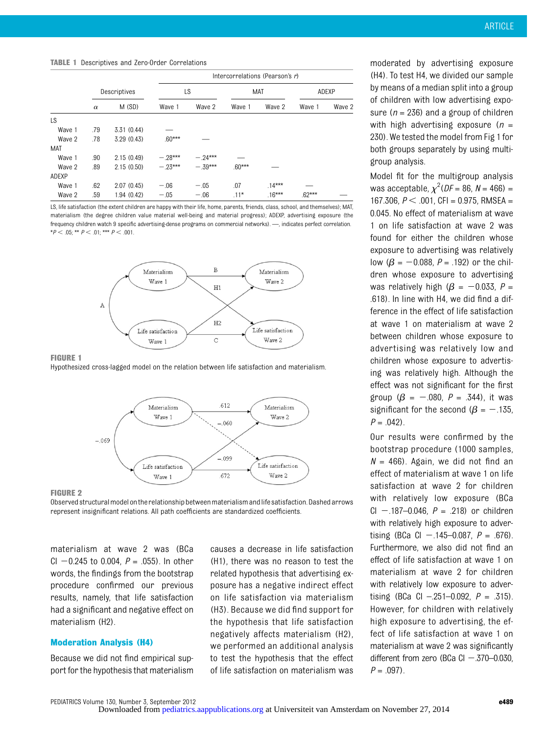**TABLE 1** Descriptives and Zero-Order Correlations

| | Descriptives | | Intercorrelations (Pearson's *r*) | | | | | |
|---|---|---|---|---|---|---|---|---|
| | | | LS | | MAT | | ADEXP | |
| | α | M (SD) | Wave 1 | Wave 2 | Wave 1 | Wave 2 | Wave 1 | Wave 2 |
| LS | | | | | | | | |
| Wave 1 | .79 | 3.31 (0.44) | — | | | | | |
| Wave 2 | .78 | 3.29 (0.43) | .60*** | — | | | | |
| MAT | | | | | | | | |
| Wave 1 | .90 | 2.15 (0.49) | −.28*** | −.24*** | — | | | |
| Wave 2 | .89 | 2.15 (0.50) | −.23*** | −.39*** | .60*** | — | | |
| ADEXP | | | | | | | | |
| Wave 1 | .62 | 2.07 (0.45) | −.06 | −.05 | .07 | .14*** | — | |
| Wave 2 | .59 | 1.94 (0.42) | −.05 | −.06 | .11* | .16*** | .62*** | — |

LS, life satisfaction (the extent children are happy with their life, home, parents, friends, class, school, and themselves); MAT, materialism (the degree children value material well-being and material progress); ADEXP, advertising exposure (the frequency children watch 9 specific advertising-dense programs on commercial networks). —, indicates perfect correlation.
*$P < .05$; ** $P < .01$; *** $P < .001$.

**FIGURE 1**
Hypothesized cross-lagged model on the relation between life satisfaction and materialism.

**FIGURE 2**
Observed structural model on the relationship between materialism and life satisfaction. Dashed arrows represent insignificant relations. All path coefficients are standardized coefficients.

materialism at wave 2 was (BCa CI −0.245 to 0.004, $P = .055$). In other words, the findings from the bootstrap procedure confirmed our previous results, namely, that life satisfaction had a significant and negative effect on materialism (H2).

### Moderation Analysis (H4)

Because we did not find empirical support for the hypothesis that materialism causes a decrease in life satisfaction (H1), there was no reason to test the related hypothesis that advertising exposure has a negative indirect effect on life satisfaction via materialism (H3). Because we did find support for the hypothesis that life satisfaction negatively affects materialism (H2), we performed an additional analysis to test the hypothesis that the effect of life satisfaction on materialism was moderated by advertising exposure (H4). To test H4, we divided our sample by means of a median split into a group of children with low advertising exposure ($n = 236$) and a group of children with high advertising exposure ($n = 230$). We tested the model from Fig 1 for both groups separately by using multigroup analysis.

Model fit for the multigroup analysis was acceptable, $\chi^2(DF = 86, N = 466) = 167.306$, $P < .001$, CFI = 0.975, RMSEA = 0.045. No effect of materialism at wave 1 on life satisfaction at wave 2 was found for either the children whose exposure to advertising was relatively low ($\beta = -0.088$, $P = .192$) or the children whose exposure to advertising was relatively high ($\beta = -0.033$, $P = .618$). In line with H4, we did find a difference in the effect of life satisfaction at wave 1 on materialism at wave 2 between children whose exposure to advertising was relatively low and children whose exposure to advertising was relatively high. Although the effect was not significant for the first group ($\beta = -.080$, $P = .344$), it was significant for the second ($\beta = -.135$, $P = .042$).

Our results were confirmed by the bootstrap procedure (1000 samples, $N = 466$). Again, we did not find an effect of materialism at wave 1 on life satisfaction at wave 2 for children with relatively low exposure (BCa CI −.187–0.046, $P = .218$) or children with relatively high exposure to advertising (BCa CI −.145–0.087, $P = .676$). Furthermore, we also did not find an effect of life satisfaction at wave 1 on materialism at wave 2 for children with relatively low exposure to advertising (BCa CI −.251–0.092, $P = .315$). However, for children with relatively high exposure to advertising, the effect of life satisfaction at wave 1 on materialism at wave 2 was significantly different from zero (BCa CI −.370–0.030, $P = .097$).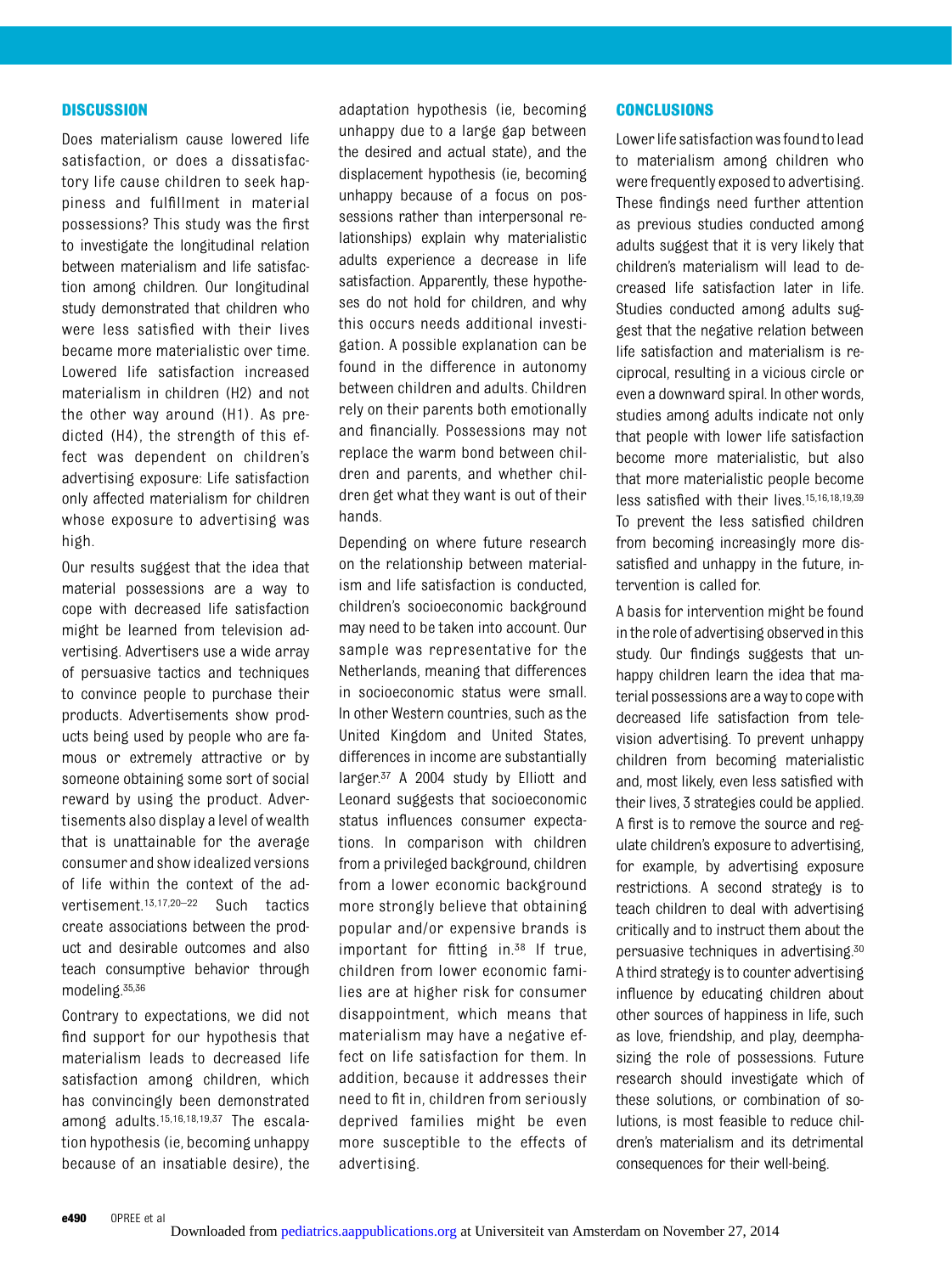## DISCUSSION

Does materialism cause lowered life satisfaction, or does a dissatisfactory life cause children to seek happiness and fulfillment in material possessions? This study was the first to investigate the longitudinal relation between materialism and life satisfaction among children. Our longitudinal study demonstrated that children who were less satisfied with their lives became more materialistic over time. Lowered life satisfaction increased materialism in children (H2) and not the other way around (H1). As predicted (H4), the strength of this effect was dependent on children's advertising exposure: Life satisfaction only affected materialism for children whose exposure to advertising was high.

Our results suggest that the idea that material possessions are a way to cope with decreased life satisfaction might be learned from television advertising. Advertisers use a wide array of persuasive tactics and techniques to convince people to purchase their products. Advertisements show products being used by people who are famous or extremely attractive or by someone obtaining some sort of social reward by using the product. Advertisements also display a level of wealth that is unattainable for the average consumer and show idealized versions of life within the context of the advertisement.[13,17,20–22] Such tactics create associations between the product and desirable outcomes and also teach consumptive behavior through modeling.[35,36]

Contrary to expectations, we did not find support for our hypothesis that materialism leads to decreased life satisfaction among children, which has convincingly been demonstrated among adults.[15,16,18,19,37] The escalation hypothesis (ie, becoming unhappy because of an insatiable desire), the adaptation hypothesis (ie, becoming unhappy due to a large gap between the desired and actual state), and the displacement hypothesis (ie, becoming unhappy because of a focus on possessions rather than interpersonal relationships) explain why materialistic adults experience a decrease in life satisfaction. Apparently, these hypotheses do not hold for children, and why this occurs needs additional investigation. A possible explanation can be found in the difference in autonomy between children and adults. Children rely on their parents both emotionally and financially. Possessions may not replace the warm bond between children and parents, and whether children get what they want is out of their hands.

Depending on where future research on the relationship between materialism and life satisfaction is conducted, children's socioeconomic background may need to be taken into account. Our sample was representative for the Netherlands, meaning that differences in socioeconomic status were small. In other Western countries, such as the United Kingdom and United States, differences in income are substantially larger.[37] A 2004 study by Elliott and Leonard suggests that socioeconomic status influences consumer expectations. In comparison with children from a privileged background, children from a lower economic background more strongly believe that obtaining popular and/or expensive brands is important for fitting in.[38] If true, children from lower economic families are at higher risk for consumer disappointment, which means that materialism may have a negative effect on life satisfaction for them. In addition, because it addresses their need to fit in, children from seriously deprived families might be even more susceptible to the effects of advertising.

## CONCLUSIONS

Lower life satisfaction was found to lead to materialism among children who were frequently exposed to advertising. These findings need further attention as previous studies conducted among adults suggest that it is very likely that children's materialism will lead to decreased life satisfaction later in life. Studies conducted among adults suggest that the negative relation between life satisfaction and materialism is reciprocal, resulting in a vicious circle or even a downward spiral. In other words, studies among adults indicate not only that people with lower life satisfaction become more materialistic, but also that more materialistic people become less satisfied with their lives.[15,16,18,19,39] To prevent the less satisfied children from becoming increasingly more dissatisfied and unhappy in the future, intervention is called for.

A basis for intervention might be found in the role of advertising observed in this study. Our findings suggests that unhappy children learn the idea that material possessions are a way to cope with decreased life satisfaction from television advertising. To prevent unhappy children from becoming materialistic and, most likely, even less satisfied with their lives, 3 strategies could be applied. A first is to remove the source and regulate children's exposure to advertising, for example, by advertising exposure restrictions. A second strategy is to teach children to deal with advertising critically and to instruct them about the persuasive techniques in advertising.[30] A third strategy is to counter advertising influence by educating children about other sources of happiness in life, such as love, friendship, and play, deemphasizing the role of possessions. Future research should investigate which of these solutions, or combination of solutions, is most feasible to reduce children's materialism and its detrimental consequences for their well-being.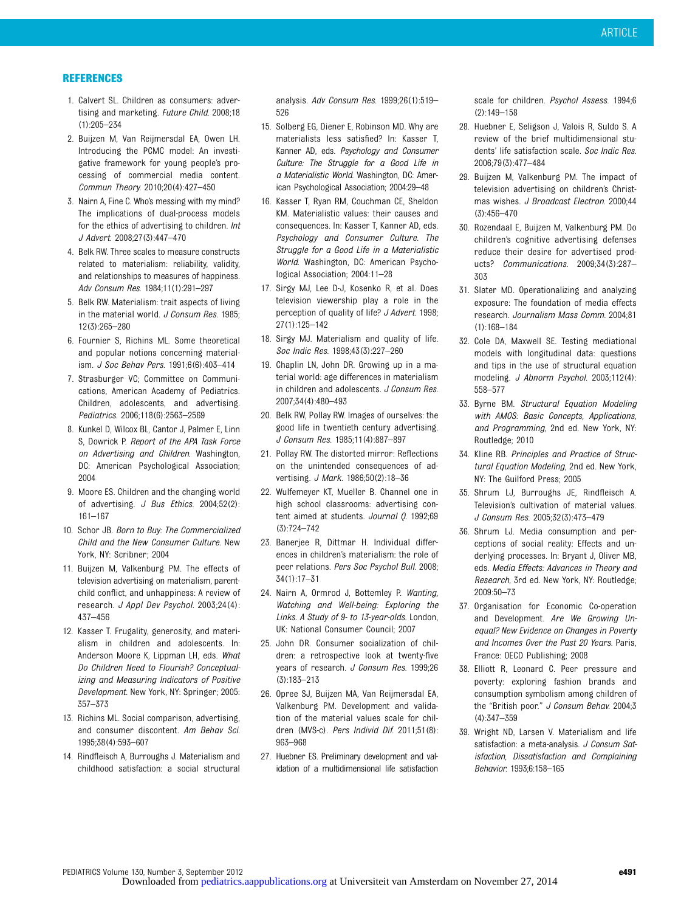## REFERENCES

1. Calvert SL. Children as consumers: advertising and marketing. *Future Child*. 2008;18(1):205–234
2. Buijzen M, Van Reijmersdal EA, Owen LH. Introducing the PCMC model: An investigative framework for young people's processing of commercial media content. *Commun Theory*. 2010;20(4):427–450
3. Nairn A, Fine C. Who's messing with my mind? The implications of dual-process models for the ethics of advertising to children. *Int J Advert*. 2008;27(3):447–470
4. Belk RW. Three scales to measure constructs related to materialism: reliability, validity, and relationships to measures of happiness. *Adv Consum Res*. 1984;11(1):291–297
5. Belk RW. Materialism: trait aspects of living in the material world. *J Consum Res*. 1985;12(3):265–280
6. Fournier S, Richins ML. Some theoretical and popular notions concerning materialism. *J Soc Behav Pers*. 1991;6(6):403–414
7. Strasburger VC; Committee on Communications, American Academy of Pediatrics. Children, adolescents, and advertising. *Pediatrics*. 2006;118(6):2563–2569
8. Kunkel D, Wilcox BL, Cantor J, Palmer E, Linn S, Dowrick P. *Report of the APA Task Force on Advertising and Children*. Washington, DC: American Psychological Association; 2004
9. Moore ES. Children and the changing world of advertising. *J Bus Ethics*. 2004;52(2):161–167
10. Schor JB. *Born to Buy: The Commercialized Child and the New Consumer Culture*. New York, NY: Scribner; 2004
11. Buijzen M, Valkenburg PM. The effects of television advertising on materialism, parent-child conflict, and unhappiness: A review of research. *J Appl Dev Psychol*. 2003;24(4):437–456
12. Kasser T. Frugality, generosity, and materialism in children and adolescents. In: Anderson Moore K, Lippman LH, eds. *What Do Children Need to Flourish? Conceptualizing and Measuring Indicators of Positive Development*. New York, NY: Springer; 2005:357–373
13. Richins ML. Social comparison, advertising, and consumer discontent. *Am Behav Sci*. 1995;38(4):593–607
14. Rindfleisch A, Burroughs J. Materialism and childhood satisfaction: a social structural analysis. *Adv Consum Res*. 1999;26(1):519–526
15. Solberg EG, Diener E, Robinson MD. Why are materialists less satisfied? In: Kasser T, Kanner AD, eds. *Psychology and Consumer Culture: The Struggle for a Good Life in a Materialistic World*. Washington, DC: American Psychological Association; 2004:29–48
16. Kasser T, Ryan RM, Couchman CE, Sheldon KM. Materialistic values: their causes and consequences. In: Kasser T, Kanner AD, eds. *Psychology and Consumer Culture. The Struggle for a Good Life in a Materialistic World*. Washington, DC: American Psychological Association; 2004:11–28
17. Sirgy MJ, Lee D-J, Kosenko R, et al. Does television viewership play a role in the perception of quality of life? *J Advert*. 1998;27(1):125–142
18. Sirgy MJ. Materialism and quality of life. *Soc Indic Res*. 1998;43(3):227–260
19. Chaplin LN, John DR. Growing up in a material world: age differences in materialism in children and adolescents. *J Consum Res*. 2007;34(4):480–493
20. Belk RW, Pollay RW. Images of ourselves: the good life in twentieth century advertising. *J Consum Res*. 1985;11(4):887–897
21. Pollay RW. The distorted mirror: Reflections on the unintended consequences of advertising. *J Mark*. 1986;50(2):18–36
22. Wulfemeyer KT, Mueller B. Channel one in high school classrooms: advertising content aimed at students. *Journal Q*. 1992;69(3):724–742
23. Banerjee R, Dittmar H. Individual differences in children's materialism: the role of peer relations. *Pers Soc Psychol Bull*. 2008;34(1):17–31
24. Nairn A, Ormrod J, Bottemley P. *Wanting, Watching and Well-being: Exploring the Links. A Study of 9- to 13-year-olds*. London, UK: National Consumer Council; 2007
25. John DR. Consumer socialization of children: a retrospective look at twenty-five years of research. *J Consum Res*. 1999;26(3):183–213
26. Opree SJ, Buijzen MA, Van Reijmersdal EA, Valkenburg PM. Development and validation of the material values scale for children (MVS-c). *Pers Individ Dif*. 2011;51(8):963–968
27. Huebner ES. Preliminary development and validation of a multidimensional life satisfaction scale for children. *Psychol Assess*. 1994;6(2):149–158
28. Huebner E, Seligson J, Valois R, Suldo S. A review of the brief multidimensional students' life satisfaction scale. *Soc Indic Res*. 2006;79(3):477–484
29. Buijzen M, Valkenburg PM. The impact of television advertising on children's Christmas wishes. *J Broadcast Electron*. 2000;44(3):456–470
30. Rozendaal E, Buijzen M, Valkenburg PM. Do children's cognitive advertising defenses reduce their desire for advertised products? *Communications*. 2009;34(3):287–303
31. Slater MD. Operationalizing and analyzing exposure: The foundation of media effects research. *Journalism Mass Comm*. 2004;81(1):168–184
32. Cole DA, Maxwell SE. Testing mediational models with longitudinal data: questions and tips in the use of structural equation modeling. *J Abnorm Psychol*. 2003;112(4):558–577
33. Byrne BM. *Structural Equation Modeling with AMOS: Basic Concepts, Applications, and Programming*, 2nd ed. New York, NY: Routledge; 2010
34. Kline RB. *Principles and Practice of Structural Equation Modeling*, 2nd ed. New York, NY: The Guilford Press; 2005
35. Shrum LJ, Burroughs JE, Rindfleisch A. Television's cultivation of material values. *J Consum Res*. 2005;32(3):473–479
36. Shrum LJ. Media consumption and perceptions of social reality: Effects and underlying processes. In: Bryant J, Oliver MB, eds. *Media Effects: Advances in Theory and Research*, 3rd ed. New York, NY: Routledge; 2009:50–73
37. Organisation for Economic Co-operation and Development. *Are We Growing Unequal? New Evidence on Changes in Poverty and Incomes Over the Past 20 Years*. Paris, France: OECD Publishing; 2008
38. Elliott R, Leonard C. Peer pressure and poverty: exploring fashion brands and consumption symbolism among children of the "British poor." *J Consum Behav*. 2004;3(4):347–359
39. Wright ND, Larsen V. Materialism and life satisfaction: a meta-analysis. *J Consum Satisfaction, Dissatisfaction and Complaining Behavior*. 1993;6:158–165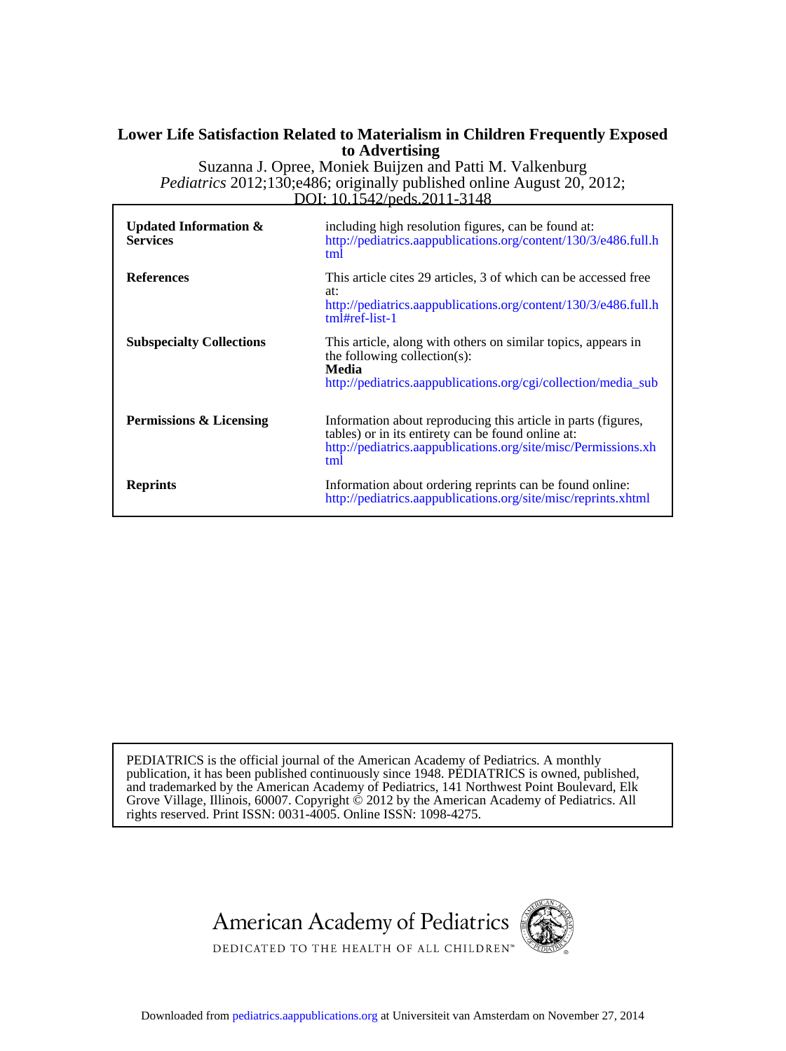**Lower Life Satisfaction Related to Materialism in Children Frequently Exposed to Advertising**

Suzanna J. Opree, Moniek Buijzen and Patti M. Valkenburg

*Pediatrics* 2012;130;e486; originally published online August 20, 2012;

DOI: 10.1542/peds.2011-3148

| | |
|---|---|
| **Updated Information & Services** | including high resolution figures, can be found at: http://pediatrics.aappublications.org/content/130/3/e486.full.html |
| **References** | This article cites 29 articles, 3 of which can be accessed free at: http://pediatrics.aappublications.org/content/130/3/e486.full.html#ref-list-1 |
| **Subspecialty Collections** | This article, along with others on similar topics, appears in the following collection(s): **Media** http://pediatrics.aappublications.org/cgi/collection/media_sub |
| **Permissions & Licensing** | Information about reproducing this article in parts (figures, tables) or in its entirety can be found online at: http://pediatrics.aappublications.org/site/misc/Permissions.xhtml |
| **Reprints** | Information about ordering reprints can be found online: http://pediatrics.aappublications.org/site/misc/reprints.xhtml |

PEDIATRICS is the official journal of the American Academy of Pediatrics. A monthly publication, it has been published continuously since 1948. PEDIATRICS is owned, published, and trademarked by the American Academy of Pediatrics, 141 Northwest Point Boulevard, Elk Grove Village, Illinois, 60007. Copyright © 2012 by the American Academy of Pediatrics. All rights reserved. Print ISSN: 0031-4005. Online ISSN: 1098-4275.

American Academy of Pediatrics

DEDICATED TO THE HEALTH OF ALL CHILDREN™

Downloaded from pediatrics.aappublications.org at Universiteit van Amsterdam on November 27, 2014